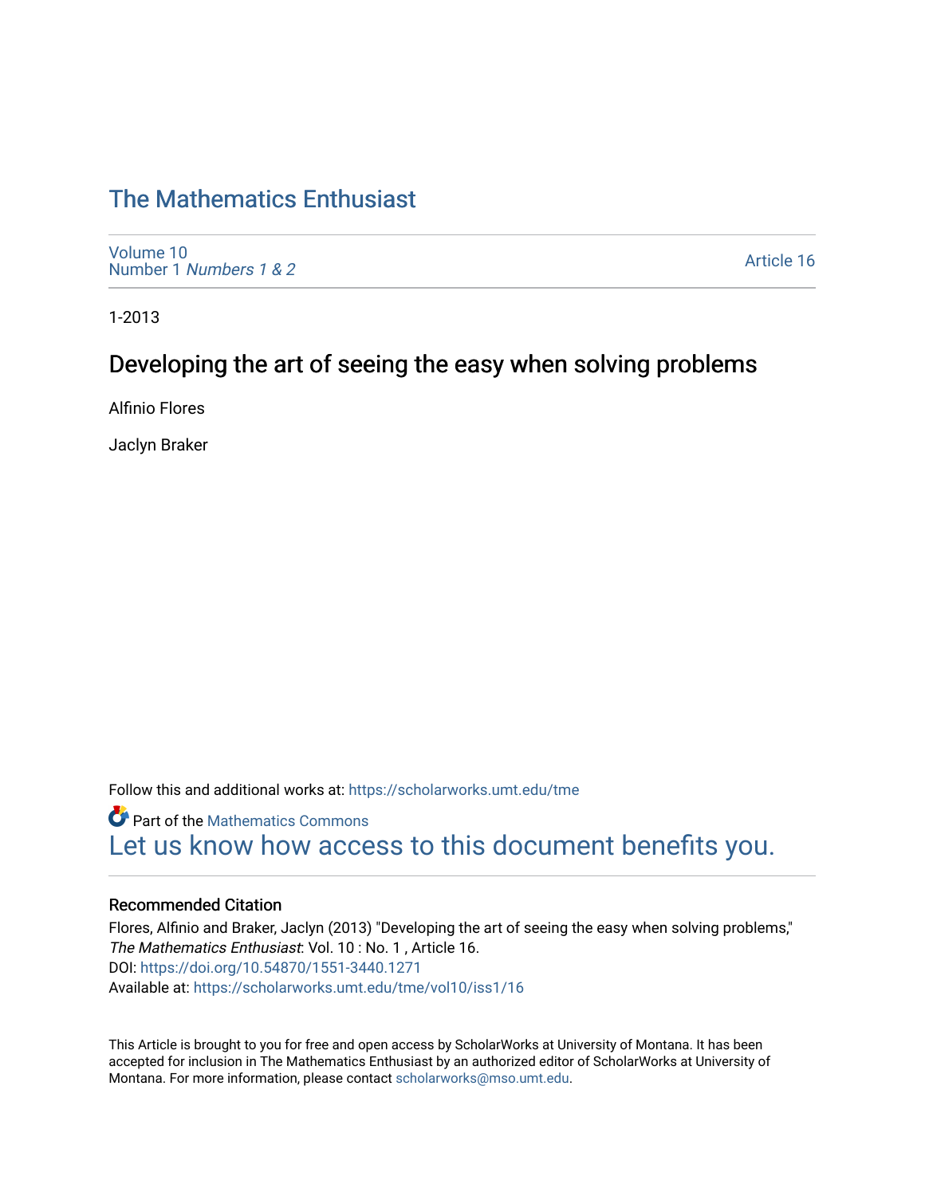# The Mathematics Enthusiast

Volume 10
Number 1 *Numbers 1 & 2*

Article 16

1-2013

## Developing the art of seeing the easy when solving problems

Alfinio Flores

Jaclyn Braker

Follow this and additional works at: https://scholarworks.umt.edu/tme

Part of the Mathematics Commons

Let us know how access to this document benefits you.

### Recommended Citation

Flores, Alfinio and Braker, Jaclyn (2013) "Developing the art of seeing the easy when solving problems," *The Mathematics Enthusiast*: Vol. 10 : No. 1 , Article 16.
DOI: https://doi.org/10.54870/1551-3440.1271
Available at: https://scholarworks.umt.edu/tme/vol10/iss1/16

This Article is brought to you for free and open access by ScholarWorks at University of Montana. It has been accepted for inclusion in The Mathematics Enthusiast by an authorized editor of ScholarWorks at University of Montana. For more information, please contact scholarworks@mso.umt.edu.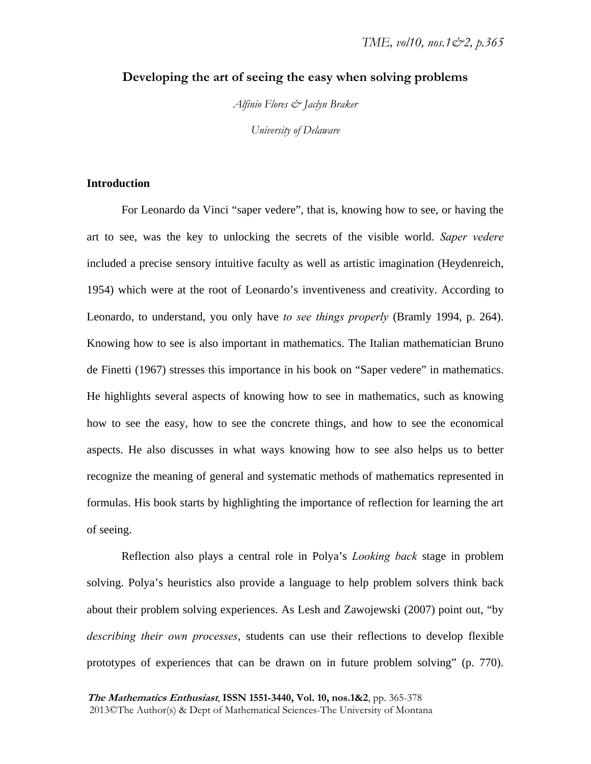# Developing the art of seeing the easy when solving problems

*Alfinio Flores & Jaclyn Braker*

*University of Delaware*

## Introduction

For Leonardo da Vinci "saper vedere", that is, knowing how to see, or having the art to see, was the key to unlocking the secrets of the visible world. *Saper vedere* included a precise sensory intuitive faculty as well as artistic imagination (Heydenreich, 1954) which were at the root of Leonardo's inventiveness and creativity. According to Leonardo, to understand, you only have *to see things properly* (Bramly 1994, p. 264). Knowing how to see is also important in mathematics. The Italian mathematician Bruno de Finetti (1967) stresses this importance in his book on "Saper vedere" in mathematics. He highlights several aspects of knowing how to see in mathematics, such as knowing how to see the easy, how to see the concrete things, and how to see the economical aspects. He also discusses in what ways knowing how to see also helps us to better recognize the meaning of general and systematic methods of mathematics represented in formulas. His book starts by highlighting the importance of reflection for learning the art of seeing.

Reflection also plays a central role in Polya's *Looking back* stage in problem solving. Polya's heuristics also provide a language to help problem solvers think back about their problem solving experiences. As Lesh and Zawojewski (2007) point out, "by *describing their own processes*, students can use their reflections to develop flexible prototypes of experiences that can be drawn on in future problem solving" (p. 770).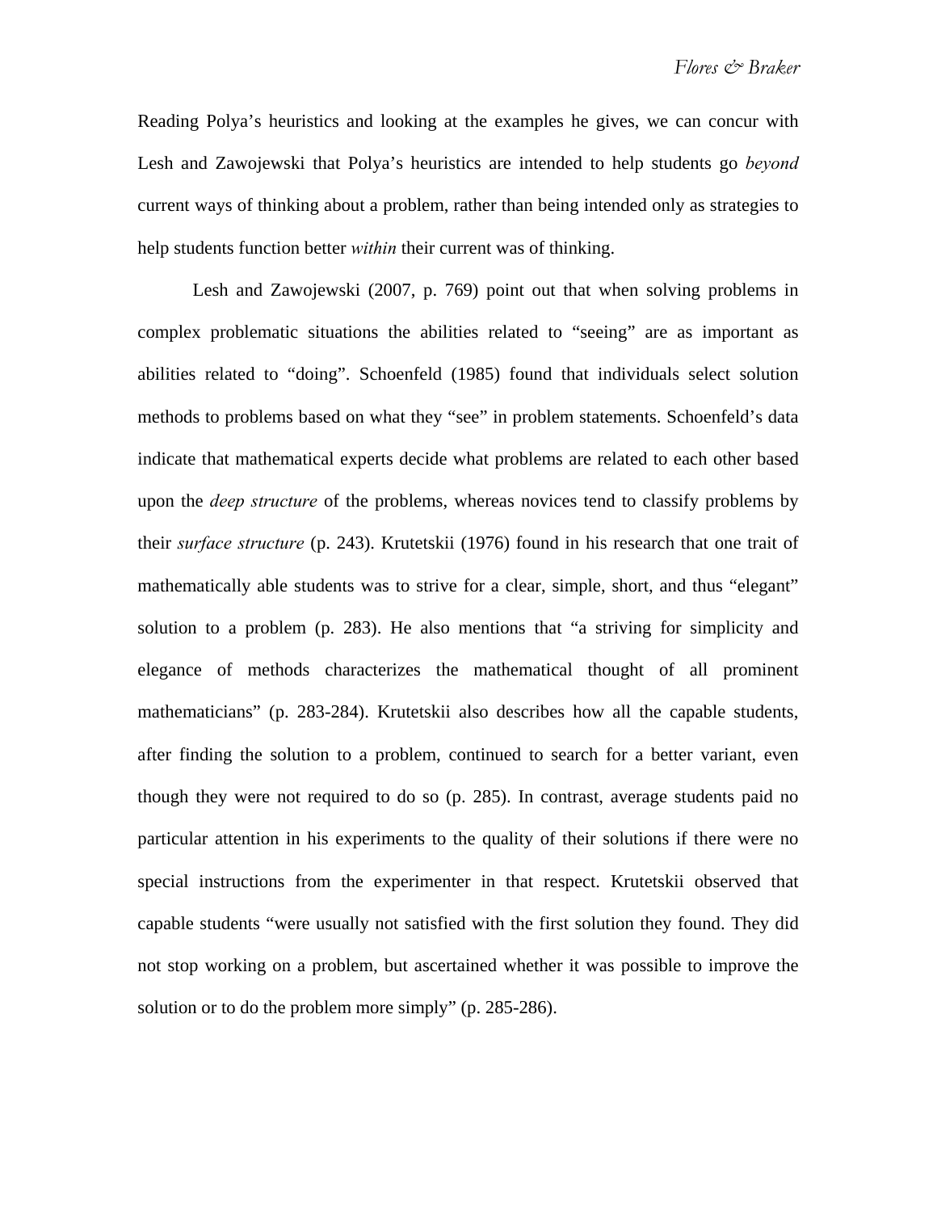Reading Polya's heuristics and looking at the examples he gives, we can concur with Lesh and Zawojewski that Polya's heuristics are intended to help students go *beyond* current ways of thinking about a problem, rather than being intended only as strategies to help students function better *within* their current was of thinking.

Lesh and Zawojewski (2007, p. 769) point out that when solving problems in complex problematic situations the abilities related to "seeing" are as important as abilities related to "doing". Schoenfeld (1985) found that individuals select solution methods to problems based on what they "see" in problem statements. Schoenfeld's data indicate that mathematical experts decide what problems are related to each other based upon the *deep structure* of the problems, whereas novices tend to classify problems by their *surface structure* (p. 243). Krutetskii (1976) found in his research that one trait of mathematically able students was to strive for a clear, simple, short, and thus "elegant" solution to a problem (p. 283). He also mentions that "a striving for simplicity and elegance of methods characterizes the mathematical thought of all prominent mathematicians" (p. 283-284). Krutetskii also describes how all the capable students, after finding the solution to a problem, continued to search for a better variant, even though they were not required to do so (p. 285). In contrast, average students paid no particular attention in his experiments to the quality of their solutions if there were no special instructions from the experimenter in that respect. Krutetskii observed that capable students "were usually not satisfied with the first solution they found. They did not stop working on a problem, but ascertained whether it was possible to improve the solution or to do the problem more simply" (p. 285-286).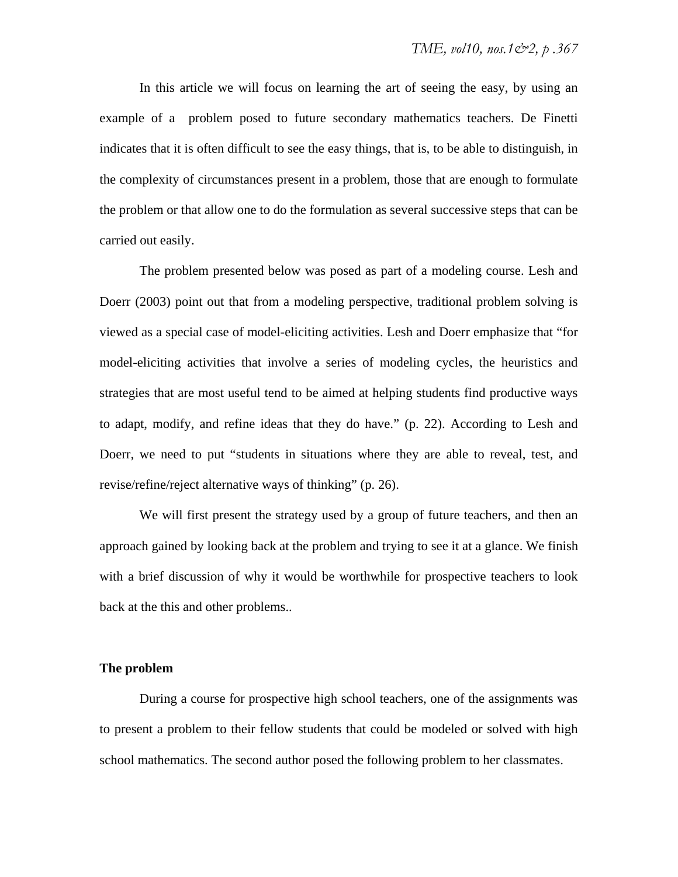In this article we will focus on learning the art of seeing the easy, by using an example of a problem posed to future secondary mathematics teachers. De Finetti indicates that it is often difficult to see the easy things, that is, to be able to distinguish, in the complexity of circumstances present in a problem, those that are enough to formulate the problem or that allow one to do the formulation as several successive steps that can be carried out easily.

The problem presented below was posed as part of a modeling course. Lesh and Doerr (2003) point out that from a modeling perspective, traditional problem solving is viewed as a special case of model-eliciting activities. Lesh and Doerr emphasize that "for model-eliciting activities that involve a series of modeling cycles, the heuristics and strategies that are most useful tend to be aimed at helping students find productive ways to adapt, modify, and refine ideas that they do have." (p. 22). According to Lesh and Doerr, we need to put "students in situations where they are able to reveal, test, and revise/refine/reject alternative ways of thinking" (p. 26).

We will first present the strategy used by a group of future teachers, and then an approach gained by looking back at the problem and trying to see it at a glance. We finish with a brief discussion of why it would be worthwhile for prospective teachers to look back at the this and other problems..

**The problem**

During a course for prospective high school teachers, one of the assignments was to present a problem to their fellow students that could be modeled or solved with high school mathematics. The second author posed the following problem to her classmates.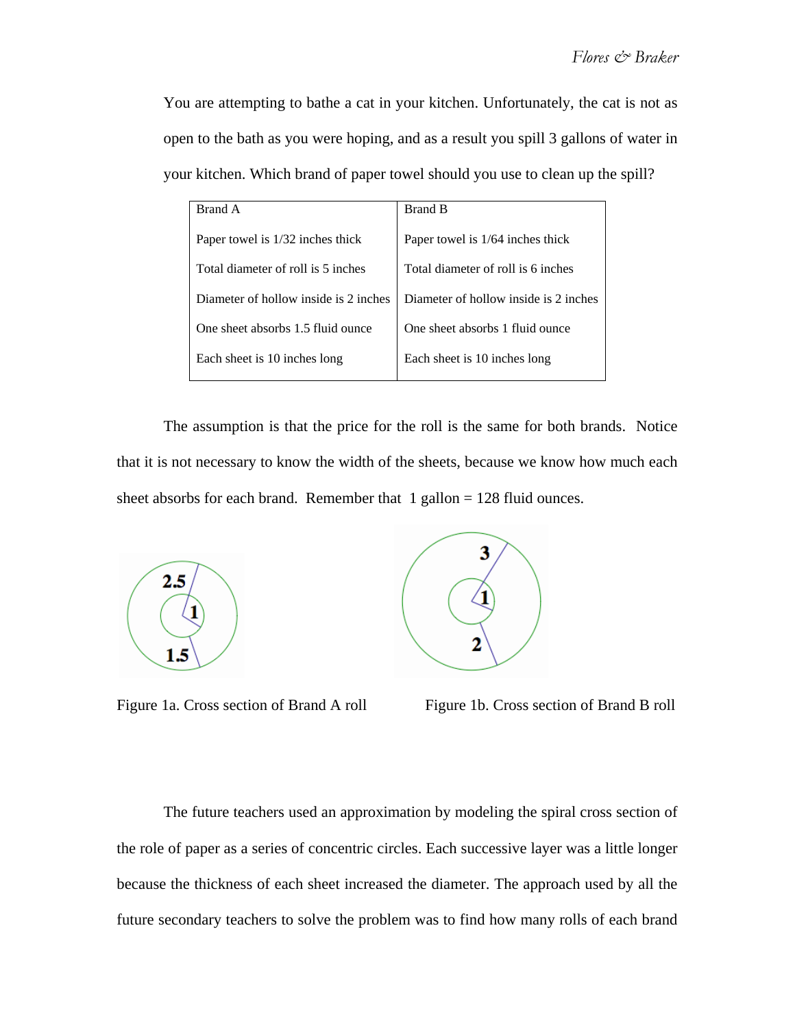You are attempting to bathe a cat in your kitchen. Unfortunately, the cat is not as open to the bath as you were hoping, and as a result you spill 3 gallons of water in your kitchen. Which brand of paper towel should you use to clean up the spill?

| Brand A | Brand B |
|---|---|
| Paper towel is 1/32 inches thick | Paper towel is 1/64 inches thick |
| Total diameter of roll is 5 inches | Total diameter of roll is 6 inches |
| Diameter of hollow inside is 2 inches | Diameter of hollow inside is 2 inches |
| One sheet absorbs 1.5 fluid ounce | One sheet absorbs 1 fluid ounce |
| Each sheet is 10 inches long | Each sheet is 10 inches long |

The assumption is that the price for the roll is the same for both brands. Notice that it is not necessary to know the width of the sheets, because we know how much each sheet absorbs for each brand. Remember that 1 gallon = 128 fluid ounces.

Figure 1a. Cross section of Brand A roll

Figure 1b. Cross section of Brand B roll

The future teachers used an approximation by modeling the spiral cross section of the role of paper as a series of concentric circles. Each successive layer was a little longer because the thickness of each sheet increased the diameter. The approach used by all the future secondary teachers to solve the problem was to find how many rolls of each brand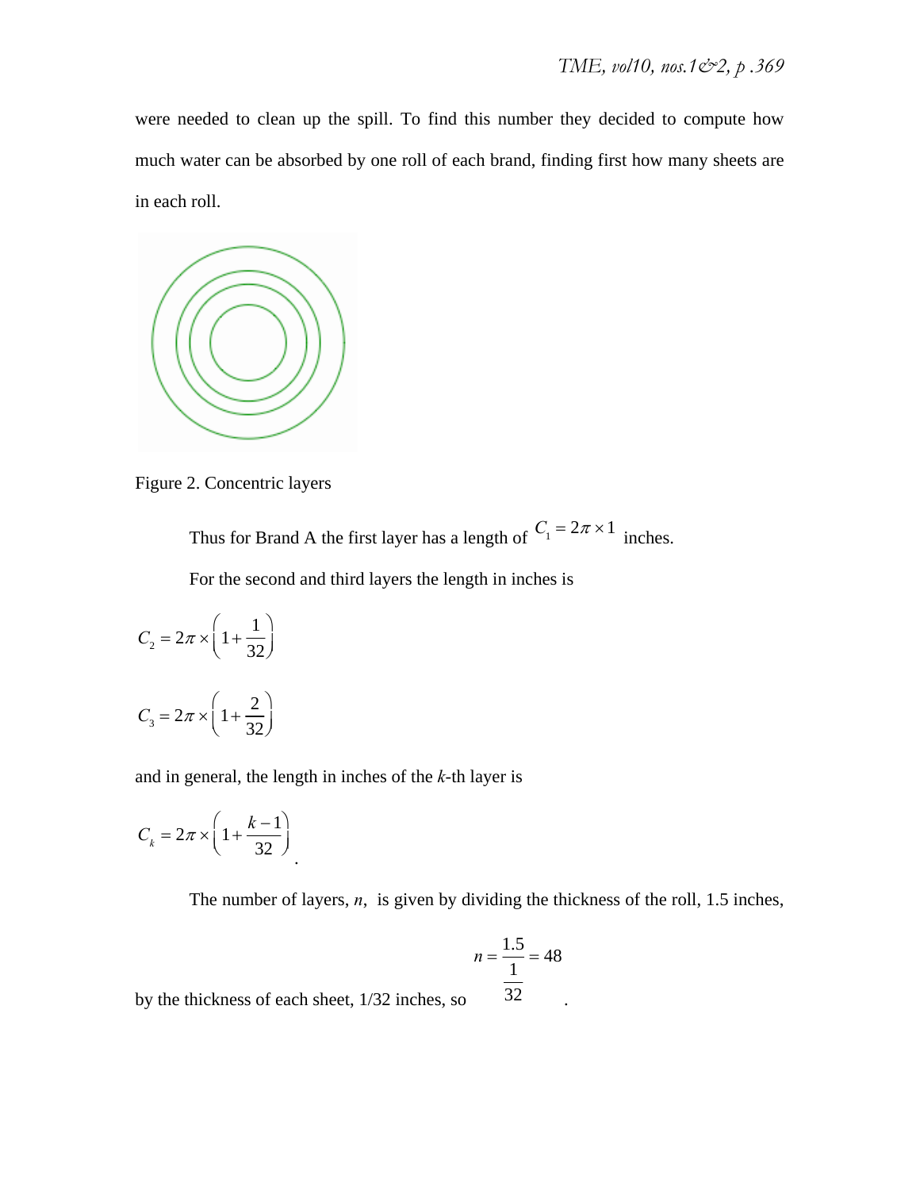were needed to clean up the spill. To find this number they decided to compute how much water can be absorbed by one roll of each brand, finding first how many sheets are in each roll.

Figure 2. Concentric layers

Thus for Brand A the first layer has a length of $C_1 = 2\pi \times 1$ inches.

For the second and third layers the length in inches is

$$C_2 = 2\pi \times \left(1 + \frac{1}{32}\right)$$

$$C_3 = 2\pi \times \left(1 + \frac{2}{32}\right)$$

and in general, the length in inches of the *k*-th layer is

$$C_k = 2\pi \times \left(1 + \frac{k-1}{32}\right).$$

The number of layers, $n$, is given by dividing the thickness of the roll, 1.5 inches, by the thickness of each sheet, 1/32 inches, so

$$n = \frac{1.5}{\frac{1}{32}} = 48.$$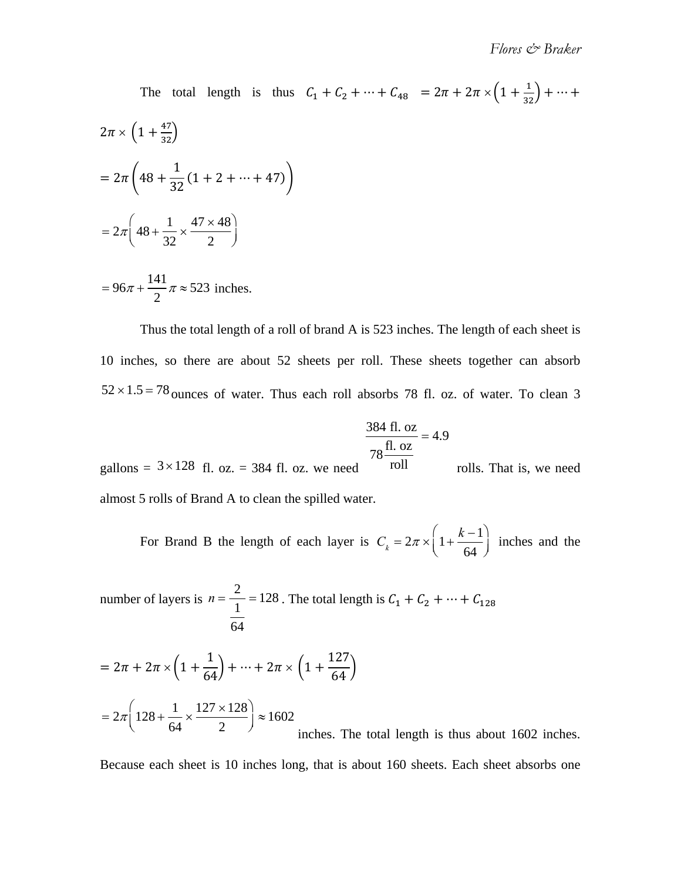The total length is thus $C_1 + C_2 + \cdots + C_{48} = 2\pi + 2\pi \times \left(1 + \frac{1}{32}\right) + \cdots + 2\pi \times \left(1 + \frac{47}{32}\right)$

$$= 2\pi\left(48 + \frac{1}{32}(1 + 2 + \cdots + 47)\right)$$

$$= 2\pi\left(48 + \frac{1}{32} \times \frac{47 \times 48}{2}\right)$$

$$= 96\pi + \frac{141}{2}\pi \approx 523 \text{ inches.}$$

Thus the total length of a roll of brand A is 523 inches. The length of each sheet is 10 inches, so there are about 52 sheets per roll. These sheets together can absorb $52 \times 1.5 = 78$ ounces of water. Thus each roll absorbs 78 fl. oz. of water. To clean 3 gallons = $3 \times 128$ fl. oz. = 384 fl. oz. we need $\frac{384 \text{ fl. oz}}{78 \frac{\text{fl. oz}}{\text{roll}}} = 4.9$ rolls. That is, we need almost 5 rolls of Brand A to clean the spilled water.

For Brand B the length of each layer is $C_k = 2\pi \times \left(1 + \frac{k-1}{64}\right)$ inches and the number of layers is $n = \frac{2}{\frac{1}{64}} = 128$. The total length is $C_1 + C_2 + \cdots + C_{128}$

$$= 2\pi + 2\pi \times \left(1 + \frac{1}{64}\right) + \cdots + 2\pi \times \left(1 + \frac{127}{64}\right)$$

$$= 2\pi\left(128 + \frac{1}{64} \times \frac{127 \times 128}{2}\right) \approx 1602$$

inches. The total length is thus about 1602 inches. Because each sheet is 10 inches long, that is about 160 sheets. Each sheet absorbs one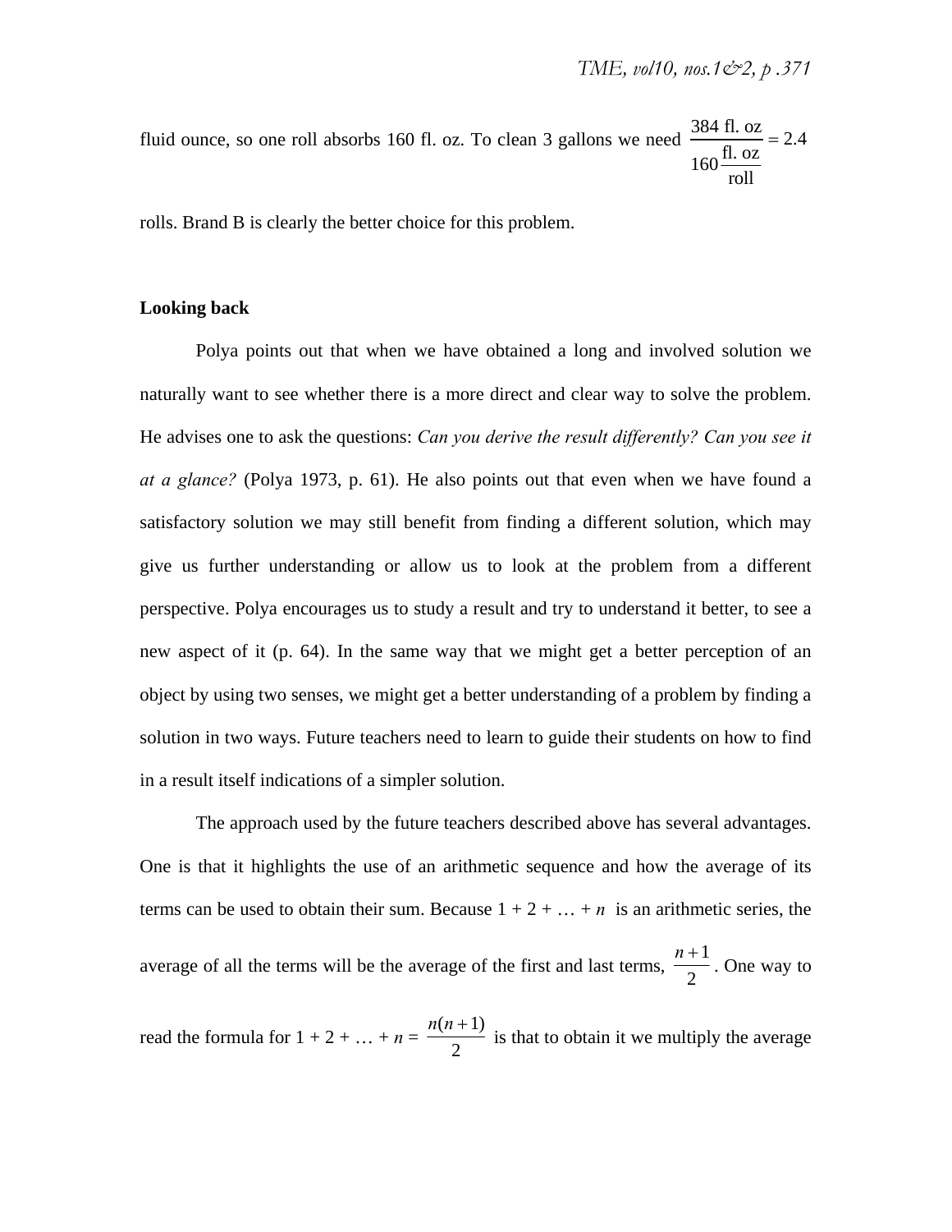fluid ounce, so one roll absorbs 160 fl. oz. To clean 3 gallons we need $\dfrac{384 \text{ fl. oz}}{160 \dfrac{\text{fl. oz}}{\text{roll}}} = 2.4$ rolls. Brand B is clearly the better choice for this problem.

**Looking back**

Polya points out that when we have obtained a long and involved solution we naturally want to see whether there is a more direct and clear way to solve the problem. He advises one to ask the questions: *Can you derive the result differently? Can you see it at a glance?* (Polya 1973, p. 61). He also points out that even when we have found a satisfactory solution we may still benefit from finding a different solution, which may give us further understanding or allow us to look at the problem from a different perspective. Polya encourages us to study a result and try to understand it better, to see a new aspect of it (p. 64). In the same way that we might get a better perception of an object by using two senses, we might get a better understanding of a problem by finding a solution in two ways. Future teachers need to learn to guide their students on how to find in a result itself indications of a simpler solution.

The approach used by the future teachers described above has several advantages. One is that it highlights the use of an arithmetic sequence and how the average of its terms can be used to obtain their sum. Because $1 + 2 + \ldots + n$ is an arithmetic series, the average of all the terms will be the average of the first and last terms, $\frac{n+1}{2}$. One way to read the formula for $1 + 2 + \ldots + n = \frac{n(n+1)}{2}$ is that to obtain it we multiply the average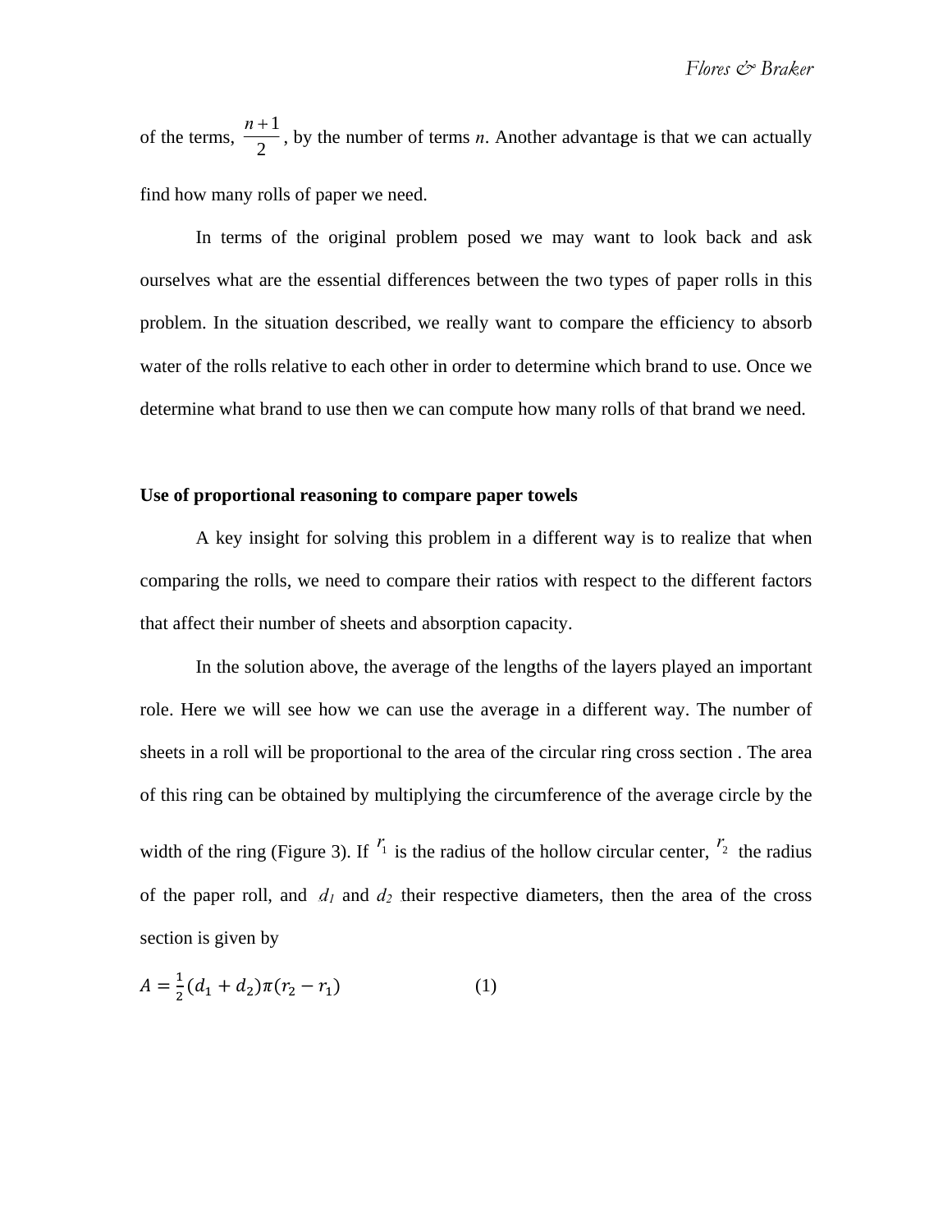of the terms, $\frac{n+1}{2}$, by the number of terms $n$. Another advantage is that we can actually find how many rolls of paper we need.

In terms of the original problem posed we may want to look back and ask ourselves what are the essential differences between the two types of paper rolls in this problem. In the situation described, we really want to compare the efficiency to absorb water of the rolls relative to each other in order to determine which brand to use. Once we determine what brand to use then we can compute how many rolls of that brand we need.

**Use of proportional reasoning to compare paper towels**

A key insight for solving this problem in a different way is to realize that when comparing the rolls, we need to compare their ratios with respect to the different factors that affect their number of sheets and absorption capacity.

In the solution above, the average of the lengths of the layers played an important role. Here we will see how we can use the average in a different way. The number of sheets in a roll will be proportional to the area of the circular ring cross section . The area of this ring can be obtained by multiplying the circumference of the average circle by the width of the ring (Figure 3). If $r_1$ is the radius of the hollow circular center, $r_2$ the radius of the paper roll, and $d_1$ and $d_2$ their respective diameters, then the area of the cross section is given by

$$A = \frac{1}{2}(d_1 + d_2)\pi(r_2 - r_1) \qquad (1)$$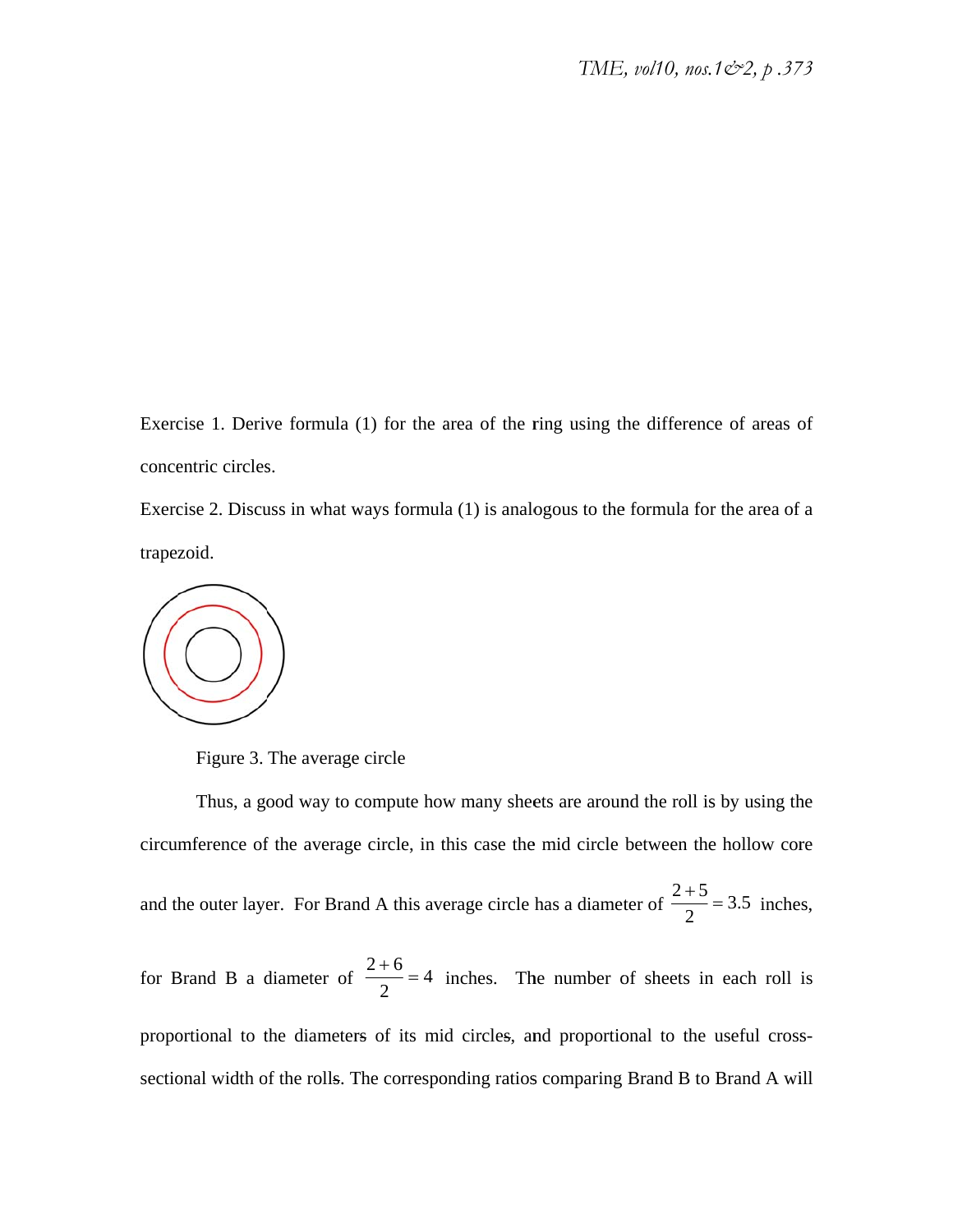Exercise 1. Derive formula (1) for the area of the ring using the difference of areas of concentric circles.

Exercise 2. Discuss in what ways formula (1) is analogous to the formula for the area of a trapezoid.

Figure 3. The average circle

Thus, a good way to compute how many sheets are around the roll is by using the circumference of the average circle, in this case the mid circle between the hollow core and the outer layer. For Brand A this average circle has a diameter of $\frac{2+5}{2} = 3.5$ inches, for Brand B a diameter of $\frac{2+6}{2} = 4$ inches. The number of sheets in each roll is proportional to the diameters of its mid circles, and proportional to the useful cross-sectional width of the rolls. The corresponding ratios comparing Brand B to Brand A will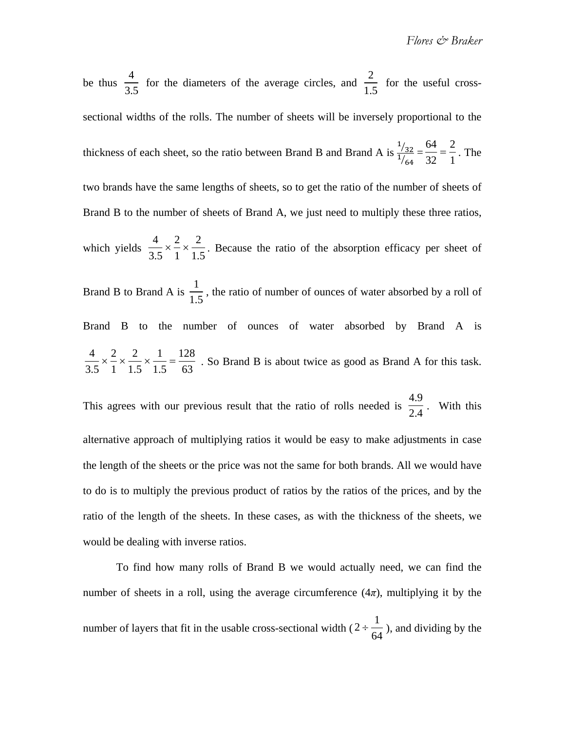be thus $\frac{4}{3.5}$ for the diameters of the average circles, and $\frac{2}{1.5}$ for the useful cross-sectional widths of the rolls. The number of sheets will be inversely proportional to the thickness of each sheet, so the ratio between Brand B and Brand A is $\frac{1/32}{1/64} = \frac{64}{32} = \frac{2}{1}$. The two brands have the same lengths of sheets, so to get the ratio of the number of sheets of Brand B to the number of sheets of Brand A, we just need to multiply these three ratios, which yields $\frac{4}{3.5} \times \frac{2}{1} \times \frac{2}{1.5}$. Because the ratio of the absorption efficacy per sheet of Brand B to Brand A is $\frac{1}{1.5}$, the ratio of number of ounces of water absorbed by a roll of Brand B to the number of ounces of water absorbed by Brand A is $\frac{4}{3.5} \times \frac{2}{1} \times \frac{2}{1.5} \times \frac{1}{1.5} = \frac{128}{63}$. So Brand B is about twice as good as Brand A for this task. This agrees with our previous result that the ratio of rolls needed is $\frac{4.9}{2.4}$. With this alternative approach of multiplying ratios it would be easy to make adjustments in case the length of the sheets or the price was not the same for both brands. All we would have to do is to multiply the previous product of ratios by the ratios of the prices, and by the ratio of the length of the sheets. In these cases, as with the thickness of the sheets, we would be dealing with inverse ratios.

To find how many rolls of Brand B we would actually need, we can find the number of sheets in a roll, using the average circumference ($4\pi$), multiplying it by the number of layers that fit in the usable cross-sectional width ($2 \div \frac{1}{64}$), and dividing by the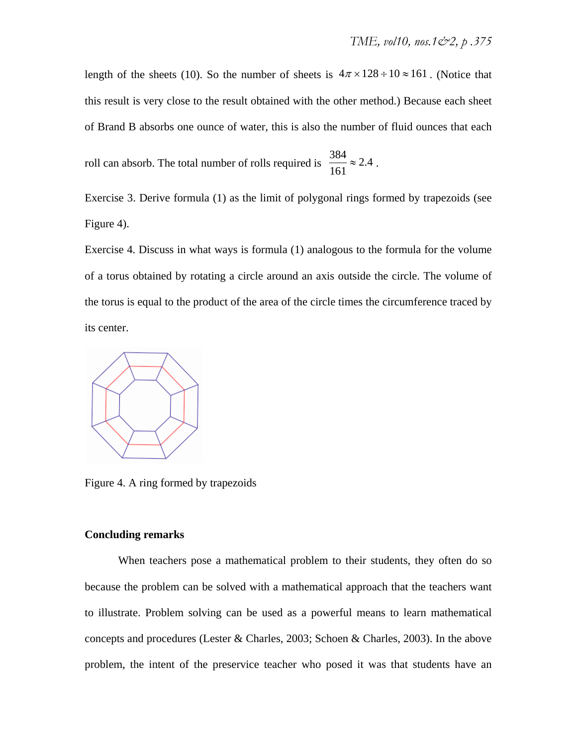length of the sheets (10). So the number of sheets is $4\pi \times 128 \div 10 \approx 161$. (Notice that this result is very close to the result obtained with the other method.) Because each sheet of Brand B absorbs one ounce of water, this is also the number of fluid ounces that each roll can absorb. The total number of rolls required is $\dfrac{384}{161} \approx 2.4$.

Exercise 3. Derive formula (1) as the limit of polygonal rings formed by trapezoids (see Figure 4).

Exercise 4. Discuss in what ways is formula (1) analogous to the formula for the volume of a torus obtained by rotating a circle around an axis outside the circle. The volume of the torus is equal to the product of the area of the circle times the circumference traced by its center.

Figure 4. A ring formed by trapezoids

## Concluding remarks

When teachers pose a mathematical problem to their students, they often do so because the problem can be solved with a mathematical approach that the teachers want to illustrate. Problem solving can be used as a powerful means to learn mathematical concepts and procedures (Lester & Charles, 2003; Schoen & Charles, 2003). In the above problem, the intent of the preservice teacher who posed it was that students have an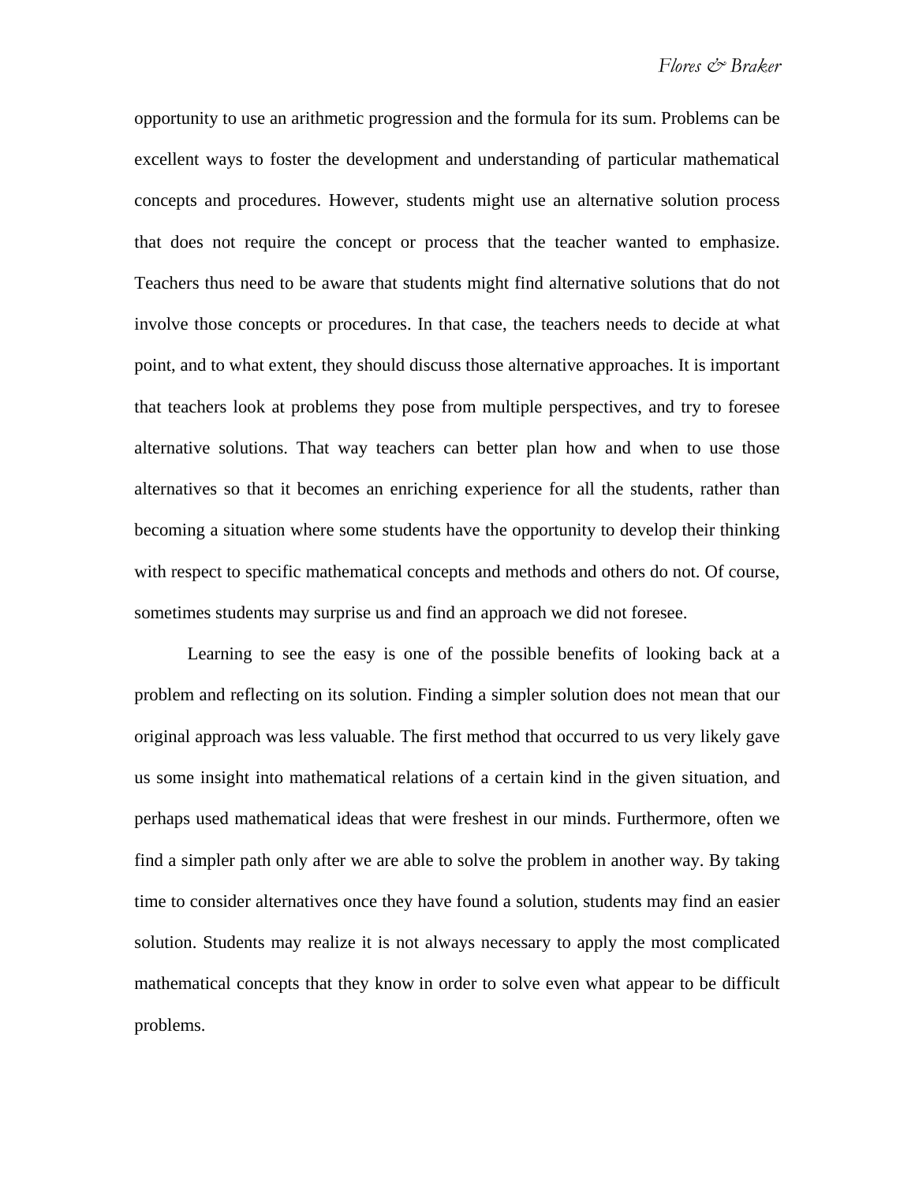opportunity to use an arithmetic progression and the formula for its sum. Problems can be excellent ways to foster the development and understanding of particular mathematical concepts and procedures. However, students might use an alternative solution process that does not require the concept or process that the teacher wanted to emphasize. Teachers thus need to be aware that students might find alternative solutions that do not involve those concepts or procedures. In that case, the teachers needs to decide at what point, and to what extent, they should discuss those alternative approaches. It is important that teachers look at problems they pose from multiple perspectives, and try to foresee alternative solutions. That way teachers can better plan how and when to use those alternatives so that it becomes an enriching experience for all the students, rather than becoming a situation where some students have the opportunity to develop their thinking with respect to specific mathematical concepts and methods and others do not. Of course, sometimes students may surprise us and find an approach we did not foresee.

Learning to see the easy is one of the possible benefits of looking back at a problem and reflecting on its solution. Finding a simpler solution does not mean that our original approach was less valuable. The first method that occurred to us very likely gave us some insight into mathematical relations of a certain kind in the given situation, and perhaps used mathematical ideas that were freshest in our minds. Furthermore, often we find a simpler path only after we are able to solve the problem in another way. By taking time to consider alternatives once they have found a solution, students may find an easier solution. Students may realize it is not always necessary to apply the most complicated mathematical concepts that they know in order to solve even what appear to be difficult problems.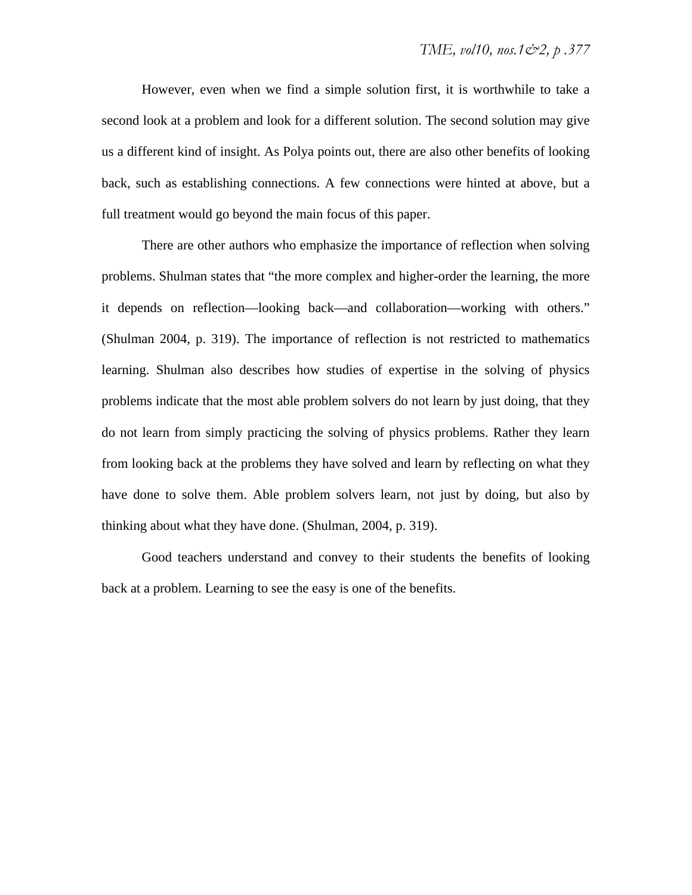However, even when we find a simple solution first, it is worthwhile to take a second look at a problem and look for a different solution. The second solution may give us a different kind of insight. As Polya points out, there are also other benefits of looking back, such as establishing connections. A few connections were hinted at above, but a full treatment would go beyond the main focus of this paper.

There are other authors who emphasize the importance of reflection when solving problems. Shulman states that "the more complex and higher-order the learning, the more it depends on reflection—looking back—and collaboration—working with others." (Shulman 2004, p. 319). The importance of reflection is not restricted to mathematics learning. Shulman also describes how studies of expertise in the solving of physics problems indicate that the most able problem solvers do not learn by just doing, that they do not learn from simply practicing the solving of physics problems. Rather they learn from looking back at the problems they have solved and learn by reflecting on what they have done to solve them. Able problem solvers learn, not just by doing, but also by thinking about what they have done. (Shulman, 2004, p. 319).

Good teachers understand and convey to their students the benefits of looking back at a problem. Learning to see the easy is one of the benefits.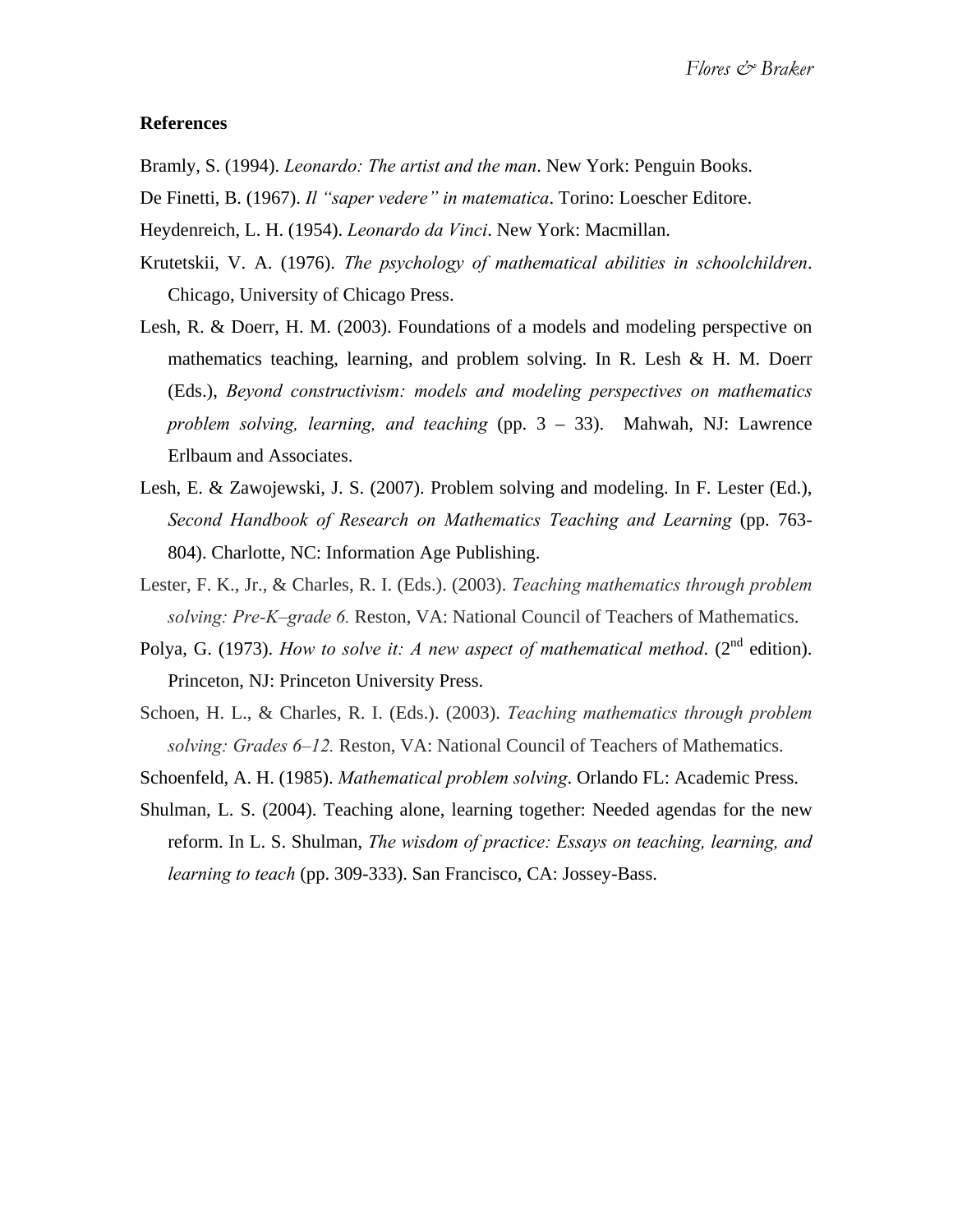**References**

Bramly, S. (1994). *Leonardo: The artist and the man*. New York: Penguin Books.

De Finetti, B. (1967). *Il "saper vedere" in matematica*. Torino: Loescher Editore.

Heydenreich, L. H. (1954). *Leonardo da Vinci*. New York: Macmillan.

Krutetskii, V. A. (1976). *The psychology of mathematical abilities in schoolchildren*. Chicago, University of Chicago Press.

Lesh, R. & Doerr, H. M. (2003). Foundations of a models and modeling perspective on mathematics teaching, learning, and problem solving. In R. Lesh & H. M. Doerr (Eds.), *Beyond constructivism: models and modeling perspectives on mathematics problem solving, learning, and teaching* (pp. 3 – 33). Mahwah, NJ: Lawrence Erlbaum and Associates.

Lesh, E. & Zawojewski, J. S. (2007). Problem solving and modeling. In F. Lester (Ed.), *Second Handbook of Research on Mathematics Teaching and Learning* (pp. 763-804). Charlotte, NC: Information Age Publishing.

Lester, F. K., Jr., & Charles, R. I. (Eds.). (2003). *Teaching mathematics through problem solving: Pre-K–grade 6.* Reston, VA: National Council of Teachers of Mathematics.

Polya, G. (1973). *How to solve it: A new aspect of mathematical method*. (2nd edition). Princeton, NJ: Princeton University Press.

Schoen, H. L., & Charles, R. I. (Eds.). (2003). *Teaching mathematics through problem solving: Grades 6–12.* Reston, VA: National Council of Teachers of Mathematics.

Schoenfeld, A. H. (1985). *Mathematical problem solving*. Orlando FL: Academic Press.

Shulman, L. S. (2004). Teaching alone, learning together: Needed agendas for the new reform. In L. S. Shulman, *The wisdom of practice: Essays on teaching, learning, and learning to teach* (pp. 309-333). San Francisco, CA: Jossey-Bass.